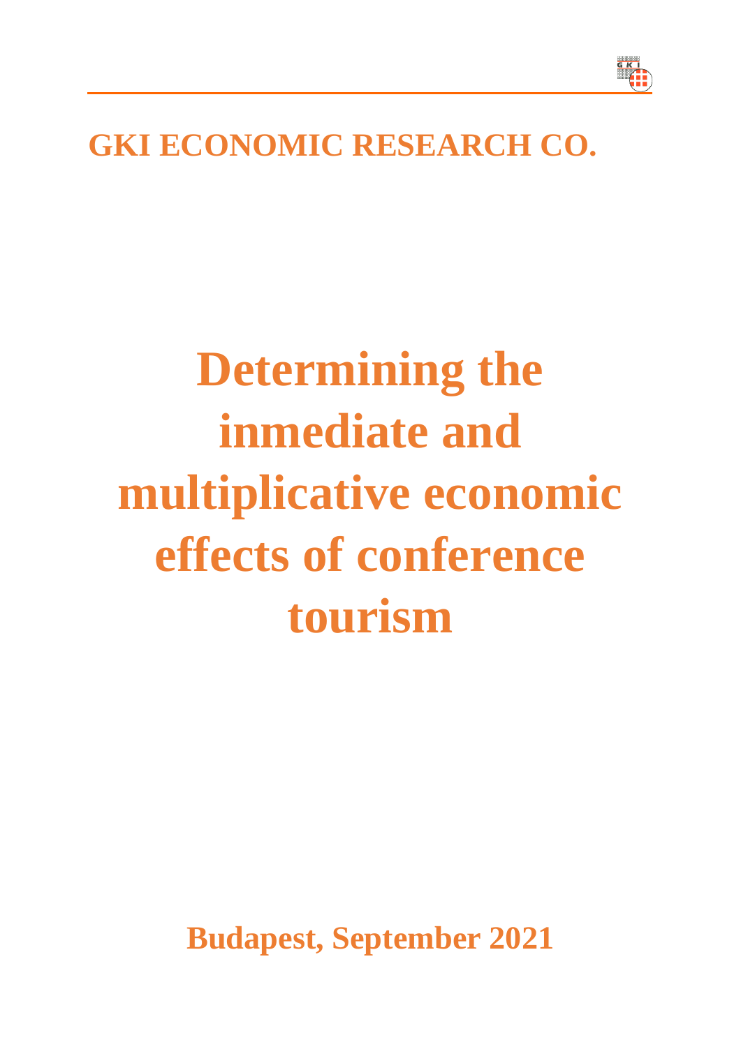**GKI ECONOMIC RESEARCH CO.**

# Determining the inmediate and multiplicative economic effects of conference tourism

**Budapest, September 2021**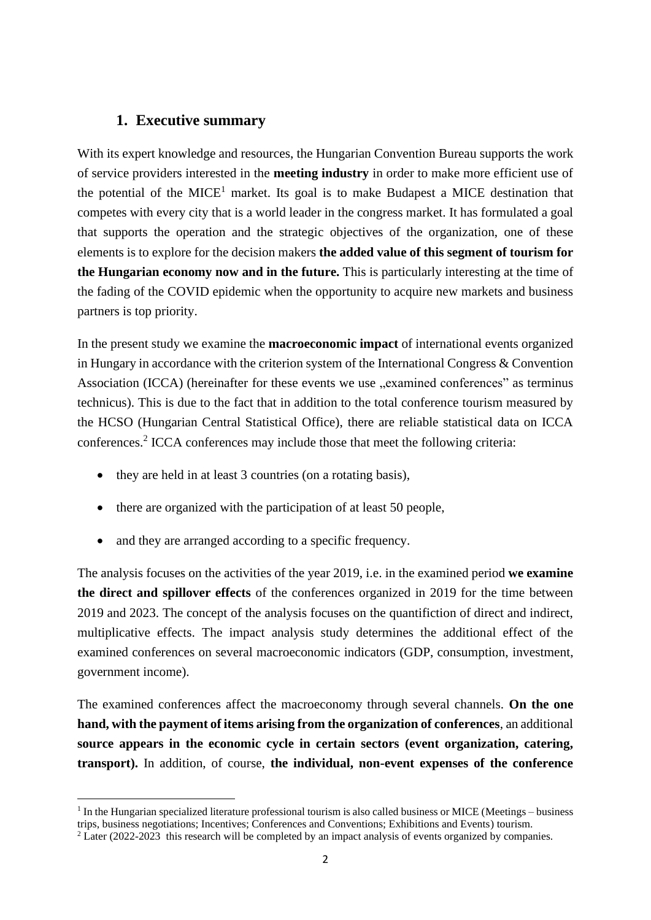## 1. Executive summary

With its expert knowledge and resources, the Hungarian Convention Bureau supports the work of service providers interested in the **meeting industry** in order to make more efficient use of the potential of the MICE[1] market. Its goal is to make Budapest a MICE destination that competes with every city that is a world leader in the congress market. It has formulated a goal that supports the operation and the strategic objectives of the organization, one of these elements is to explore for the decision makers **the added value of this segment of tourism for the Hungarian economy now and in the future.** This is particularly interesting at the time of the fading of the COVID epidemic when the opportunity to acquire new markets and business partners is top priority.

In the present study we examine the **macroeconomic impact** of international events organized in Hungary in accordance with the criterion system of the International Congress & Convention Association (ICCA) (hereinafter for these events we use „examined conferences" as terminus technicus). This is due to the fact that in addition to the total conference tourism measured by the HCSO (Hungarian Central Statistical Office), there are reliable statistical data on ICCA conferences.[2] ICCA conferences may include those that meet the following criteria:

- they are held in at least 3 countries (on a rotating basis),
- there are organized with the participation of at least 50 people,
- and they are arranged according to a specific frequency.

The analysis focuses on the activities of the year 2019, i.e. in the examined period **we examine the direct and spillover effects** of the conferences organized in 2019 for the time between 2019 and 2023. The concept of the analysis focuses on the quantifiction of direct and indirect, multiplicative effects. The impact analysis study determines the additional effect of the examined conferences on several macroeconomic indicators (GDP, consumption, investment, government income).

The examined conferences affect the macroeconomy through several channels. **On the one hand, with the payment of items arising from the organization of conferences**, an additional **source appears in the economic cycle in certain sectors (event organization, catering, transport).** In addition, of course, **the individual, non-event expenses of the conference**

[1] In the Hungarian specialized literature professional tourism is also called business or MICE (Meetings – business trips, business negotiations; Incentives; Conferences and Conventions; Exhibitions and Events) tourism.

[2] Later (2022-2023 this research will be completed by an impact analysis of events organized by companies.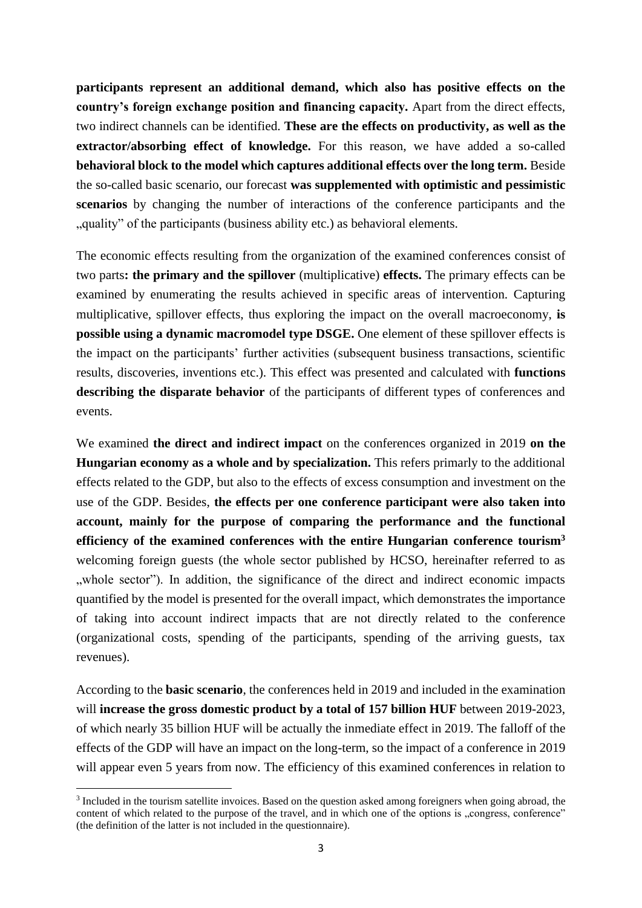**participants represent an additional demand, which also has positive effects on the country's foreign exchange position and financing capacity.** Apart from the direct effects, two indirect channels can be identified. **These are the effects on productivity, as well as the extractor/absorbing effect of knowledge.** For this reason, we have added a so-called **behavioral block to the model which captures additional effects over the long term.** Beside the so-called basic scenario, our forecast **was supplemented with optimistic and pessimistic scenarios** by changing the number of interactions of the conference participants and the „quality" of the participants (business ability etc.) as behavioral elements.

The economic effects resulting from the organization of the examined conferences consist of two parts**: the primary and the spillover** (multiplicative) **effects.** The primary effects can be examined by enumerating the results achieved in specific areas of intervention. Capturing multiplicative, spillover effects, thus exploring the impact on the overall macroeconomy, **is possible using a dynamic macromodel type DSGE.** One element of these spillover effects is the impact on the participants' further activities (subsequent business transactions, scientific results, discoveries, inventions etc.). This effect was presented and calculated with **functions describing the disparate behavior** of the participants of different types of conferences and events.

We examined **the direct and indirect impact** on the conferences organized in 2019 **on the Hungarian economy as a whole and by specialization.** This refers primarily to the additional effects related to the GDP, but also to the effects of excess consumption and investment on the use of the GDP. Besides, **the effects per one conference participant were also taken into account, mainly for the purpose of comparing the performance and the functional efficiency of the examined conferences with the entire Hungarian conference tourism**[3] welcoming foreign guests (the whole sector published by HCSO, hereinafter referred to as „whole sector"). In addition, the significance of the direct and indirect economic impacts quantified by the model is presented for the overall impact, which demonstrates the importance of taking into account indirect impacts that are not directly related to the conference (organizational costs, spending of the participants, spending of the arriving guests, tax revenues).

According to the **basic scenario**, the conferences held in 2019 and included in the examination will **increase the gross domestic product by a total of 157 billion HUF** between 2019-2023, of which nearly 35 billion HUF will be actually the inmediate effect in 2019. The falloff of the effects of the GDP will have an impact on the long-term, so the impact of a conference in 2019 will appear even 5 years from now. The efficiency of this examined conferences in relation to

[3] Included in the tourism satellite invoices. Based on the question asked among foreigners when going abroad, the content of which related to the purpose of the travel, and in which one of the options is „congress, conference" (the definition of the latter is not included in the questionnaire).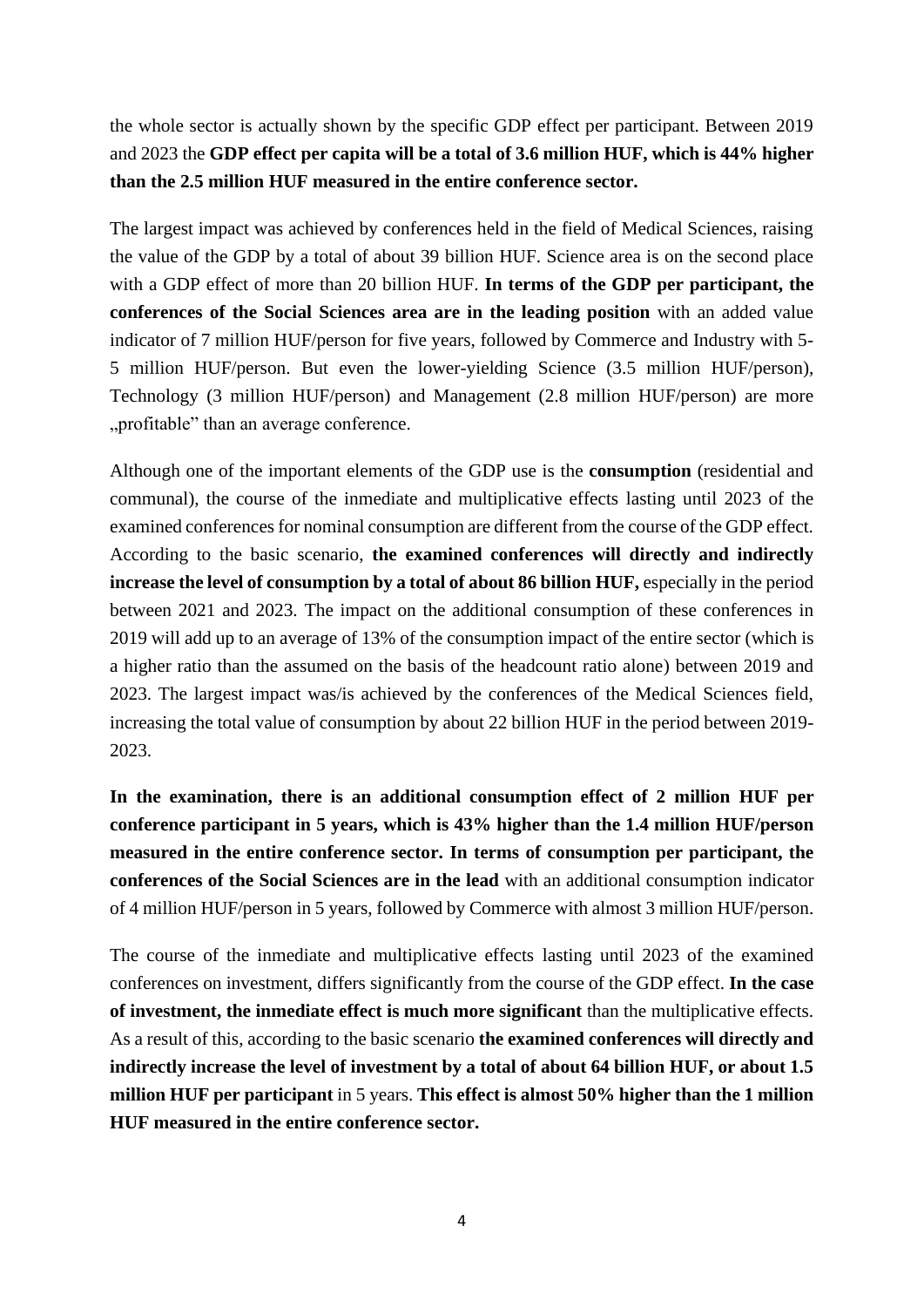the whole sector is actually shown by the specific GDP effect per participant. Between 2019 and 2023 the **GDP effect per capita will be a total of 3.6 million HUF, which is 44% higher than the 2.5 million HUF measured in the entire conference sector.**

The largest impact was achieved by conferences held in the field of Medical Sciences, raising the value of the GDP by a total of about 39 billion HUF. Science area is on the second place with a GDP effect of more than 20 billion HUF. **In terms of the GDP per participant, the conferences of the Social Sciences area are in the leading position** with an added value indicator of 7 million HUF/person for five years, followed by Commerce and Industry with 5-5 million HUF/person. But even the lower-yielding Science (3.5 million HUF/person), Technology (3 million HUF/person) and Management (2.8 million HUF/person) are more „profitable" than an average conference.

Although one of the important elements of the GDP use is the **consumption** (residential and communal), the course of the inmediate and multiplicative effects lasting until 2023 of the examined conferences for nominal consumption are different from the course of the GDP effect. According to the basic scenario, **the examined conferences will directly and indirectly increase the level of consumption by a total of about 86 billion HUF,** especially in the period between 2021 and 2023. The impact on the additional consumption of these conferences in 2019 will add up to an average of 13% of the consumption impact of the entire sector (which is a higher ratio than the assumed on the basis of the headcount ratio alone) between 2019 and 2023. The largest impact was/is achieved by the conferences of the Medical Sciences field, increasing the total value of consumption by about 22 billion HUF in the period between 2019-2023.

**In the examination, there is an additional consumption effect of 2 million HUF per conference participant in 5 years, which is 43% higher than the 1.4 million HUF/person measured in the entire conference sector. In terms of consumption per participant, the conferences of the Social Sciences are in the lead** with an additional consumption indicator of 4 million HUF/person in 5 years, followed by Commerce with almost 3 million HUF/person.

The course of the inmediate and multiplicative effects lasting until 2023 of the examined conferences on investment, differs significantly from the course of the GDP effect. **In the case of investment, the inmediate effect is much more significant** than the multiplicative effects. As a result of this, according to the basic scenario **the examined conferences will directly and indirectly increase the level of investment by a total of about 64 billion HUF, or about 1.5 million HUF per participant** in 5 years. **This effect is almost 50% higher than the 1 million HUF measured in the entire conference sector.**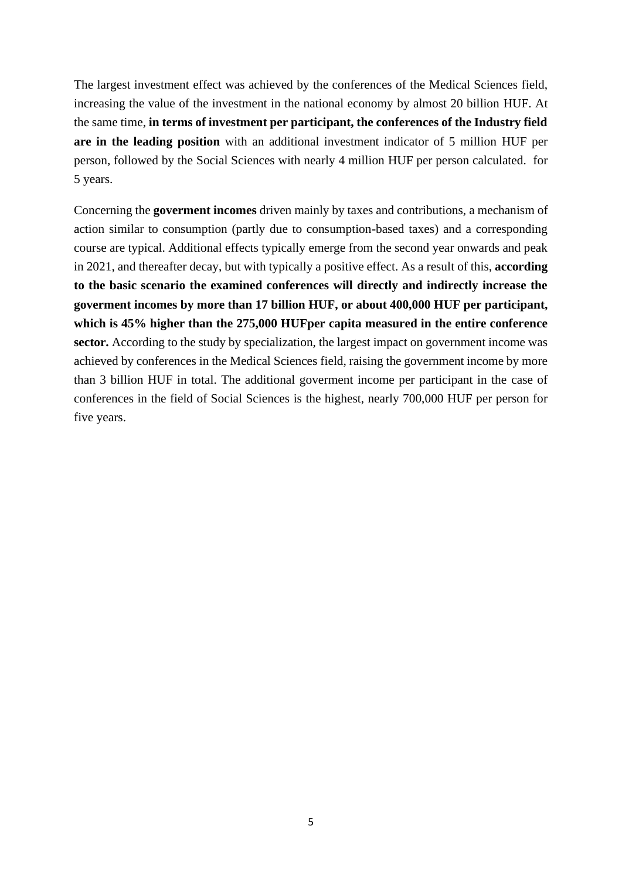The largest investment effect was achieved by the conferences of the Medical Sciences field, increasing the value of the investment in the national economy by almost 20 billion HUF. At the same time, **in terms of investment per participant, the conferences of the Industry field are in the leading position** with an additional investment indicator of 5 million HUF per person, followed by the Social Sciences with nearly 4 million HUF per person calculated.  for 5 years.

Concerning the **goverment incomes** driven mainly by taxes and contributions, a mechanism of action similar to consumption (partly due to consumption-based taxes) and a corresponding course are typical. Additional effects typically emerge from the second year onwards and peak in 2021, and thereafter decay, but with typically a positive effect. As a result of this, **according to the basic scenario the examined conferences will directly and indirectly increase the goverment incomes by more than 17 billion HUF, or about 400,000 HUF per participant, which is 45% higher than the 275,000 HUFper capita measured in the entire conference sector.** According to the study by specialization, the largest impact on government income was achieved by conferences in the Medical Sciences field, raising the government income by more than 3 billion HUF in total. The additional goverment income per participant in the case of conferences in the field of Social Sciences is the highest, nearly 700,000 HUF per person for five years.